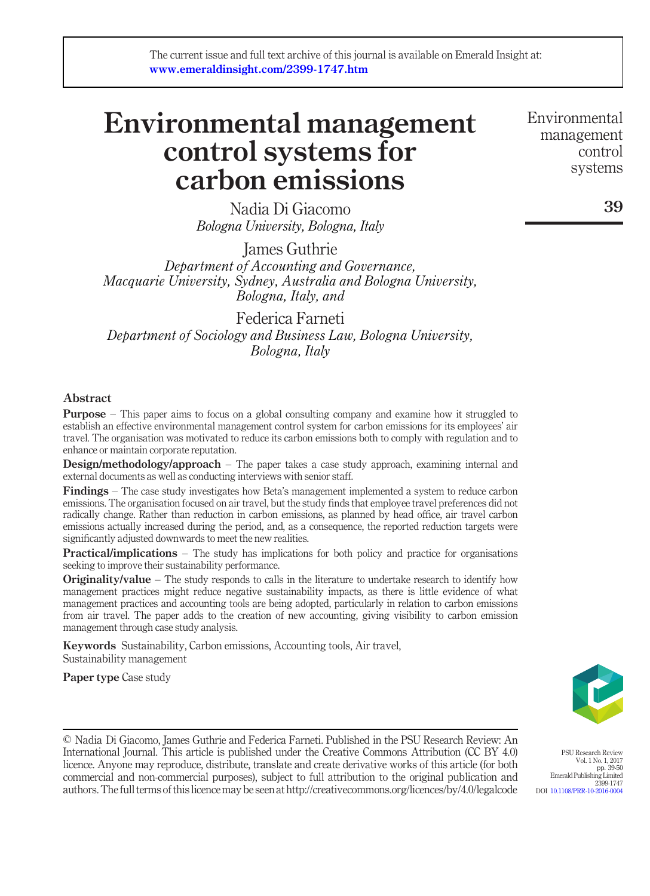The current issue and full text archive of this journal is available on Emerald Insight at: www.emeraldinsight.com/2399-1747.htm

# Environmental management control systems for carbon emissions

Nadia Di Giacomo
*Bologna University, Bologna, Italy*

James Guthrie
*Department of Accounting and Governance, Macquarie University, Sydney, Australia and Bologna University, Bologna, Italy, and*

Federica Farneti
*Department of Sociology and Business Law, Bologna University, Bologna, Italy*

## Abstract

**Purpose** – This paper aims to focus on a global consulting company and examine how it struggled to establish an effective environmental management control system for carbon emissions for its employees' air travel. The organisation was motivated to reduce its carbon emissions both to comply with regulation and to enhance or maintain corporate reputation.

**Design/methodology/approach** – The paper takes a case study approach, examining internal and external documents as well as conducting interviews with senior staff.

**Findings** – The case study investigates how Beta's management implemented a system to reduce carbon emissions. The organisation focused on air travel, but the study finds that employee travel preferences did not radically change. Rather than reduction in carbon emissions, as planned by head office, air travel carbon emissions actually increased during the period, and, as a consequence, the reported reduction targets were significantly adjusted downwards to meet the new realities.

**Practical/implications** – The study has implications for both policy and practice for organisations seeking to improve their sustainability performance.

**Originality/value** – The study responds to calls in the literature to undertake research to identify how management practices might reduce negative sustainability impacts, as there is little evidence of what management practices and accounting tools are being adopted, particularly in relation to carbon emissions from air travel. The paper adds to the creation of new accounting, giving visibility to carbon emission management through case study analysis.

**Keywords** Sustainability, Carbon emissions, Accounting tools, Air travel, Sustainability management

**Paper type** Case study

© Nadia Di Giacomo, James Guthrie and Federica Farneti. Published in the PSU Research Review: An International Journal. This article is published under the Creative Commons Attribution (CC BY 4.0) licence. Anyone may reproduce, distribute, translate and create derivative works of this article (for both commercial and non-commercial purposes), subject to full attribution to the original publication and authors. The full terms of this licence may be seen at http://creativecommons.org/licences/by/4.0/legalcode

DOI 10.1108/PRR-10-2016-0004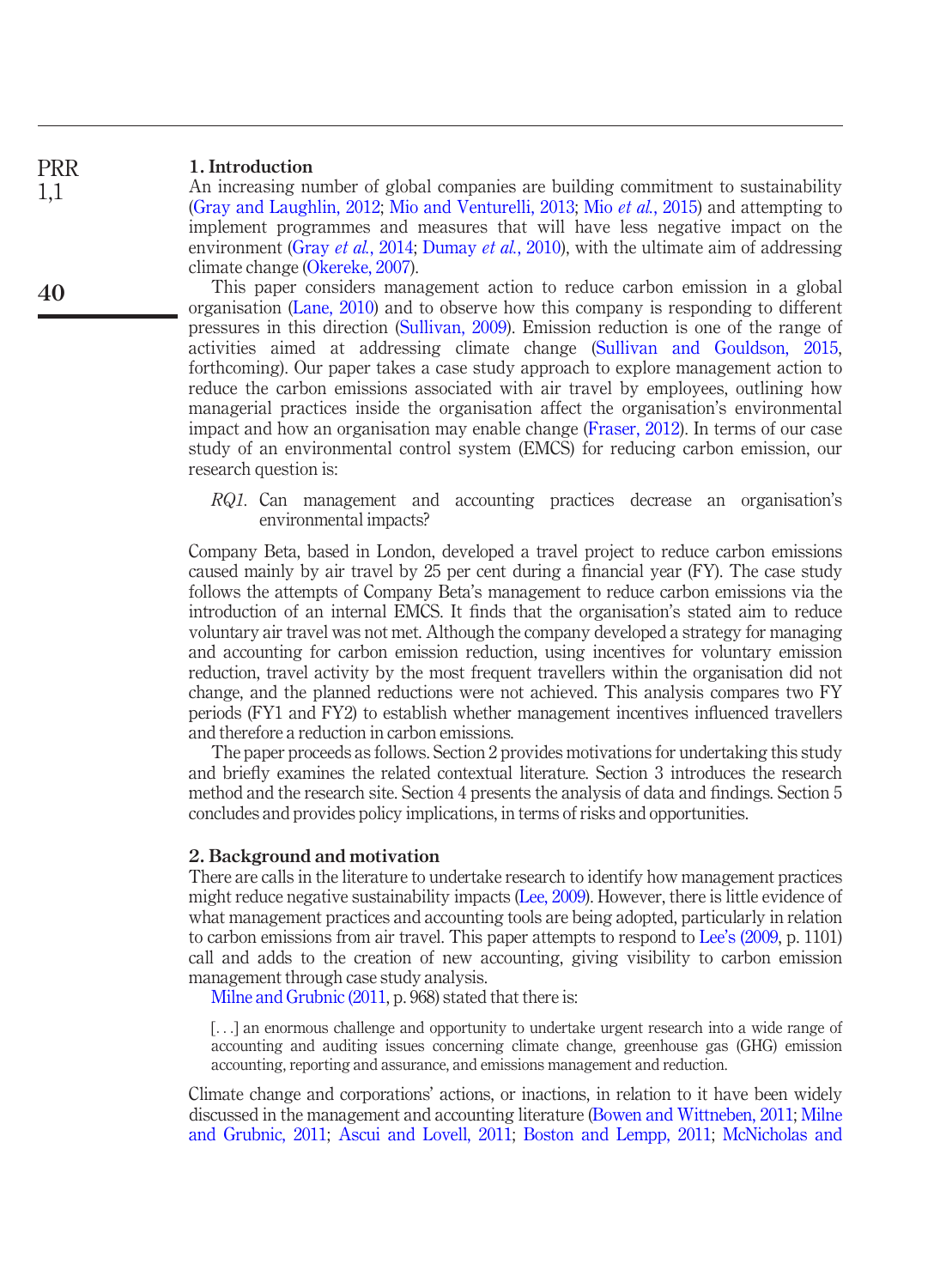## 1. Introduction

An increasing number of global companies are building commitment to sustainability (Gray and Laughlin, 2012; Mio and Venturelli, 2013; Mio *et al.*, 2015) and attempting to implement programmes and measures that will have less negative impact on the environment (Gray *et al.*, 2014; Dumay *et al.*, 2010), with the ultimate aim of addressing climate change (Okereke, 2007).

This paper considers management action to reduce carbon emission in a global organisation (Lane, 2010) and to observe how this company is responding to different pressures in this direction (Sullivan, 2009). Emission reduction is one of the range of activities aimed at addressing climate change (Sullivan and Gouldson, 2015, forthcoming). Our paper takes a case study approach to explore management action to reduce the carbon emissions associated with air travel by employees, outlining how managerial practices inside the organisation affect the organisation's environmental impact and how an organisation may enable change (Fraser, 2012). In terms of our case study of an environmental control system (EMCS) for reducing carbon emission, our research question is:

*RQ1.* Can management and accounting practices decrease an organisation's environmental impacts?

Company Beta, based in London, developed a travel project to reduce carbon emissions caused mainly by air travel by 25 per cent during a financial year (FY). The case study follows the attempts of Company Beta's management to reduce carbon emissions via the introduction of an internal EMCS. It finds that the organisation's stated aim to reduce voluntary air travel was not met. Although the company developed a strategy for managing and accounting for carbon emission reduction, using incentives for voluntary emission reduction, travel activity by the most frequent travellers within the organisation did not change, and the planned reductions were not achieved. This analysis compares two FY periods (FY1 and FY2) to establish whether management incentives influenced travellers and therefore a reduction in carbon emissions.

The paper proceeds as follows. Section 2 provides motivations for undertaking this study and briefly examines the related contextual literature. Section 3 introduces the research method and the research site. Section 4 presents the analysis of data and findings. Section 5 concludes and provides policy implications, in terms of risks and opportunities.

## 2. Background and motivation

There are calls in the literature to undertake research to identify how management practices might reduce negative sustainability impacts (Lee, 2009). However, there is little evidence of what management practices and accounting tools are being adopted, particularly in relation to carbon emissions from air travel. This paper attempts to respond to Lee's (2009, p. 1101) call and adds to the creation of new accounting, giving visibility to carbon emission management through case study analysis.

Milne and Grubnic (2011, p. 968) stated that there is:

> [...] an enormous challenge and opportunity to undertake urgent research into a wide range of accounting and auditing issues concerning climate change, greenhouse gas (GHG) emission accounting, reporting and assurance, and emissions management and reduction.

Climate change and corporations' actions, or inactions, in relation to it have been widely discussed in the management and accounting literature (Bowen and Wittneben, 2011; Milne and Grubnic, 2011; Ascui and Lovell, 2011; Boston and Lempp, 2011; McNicholas and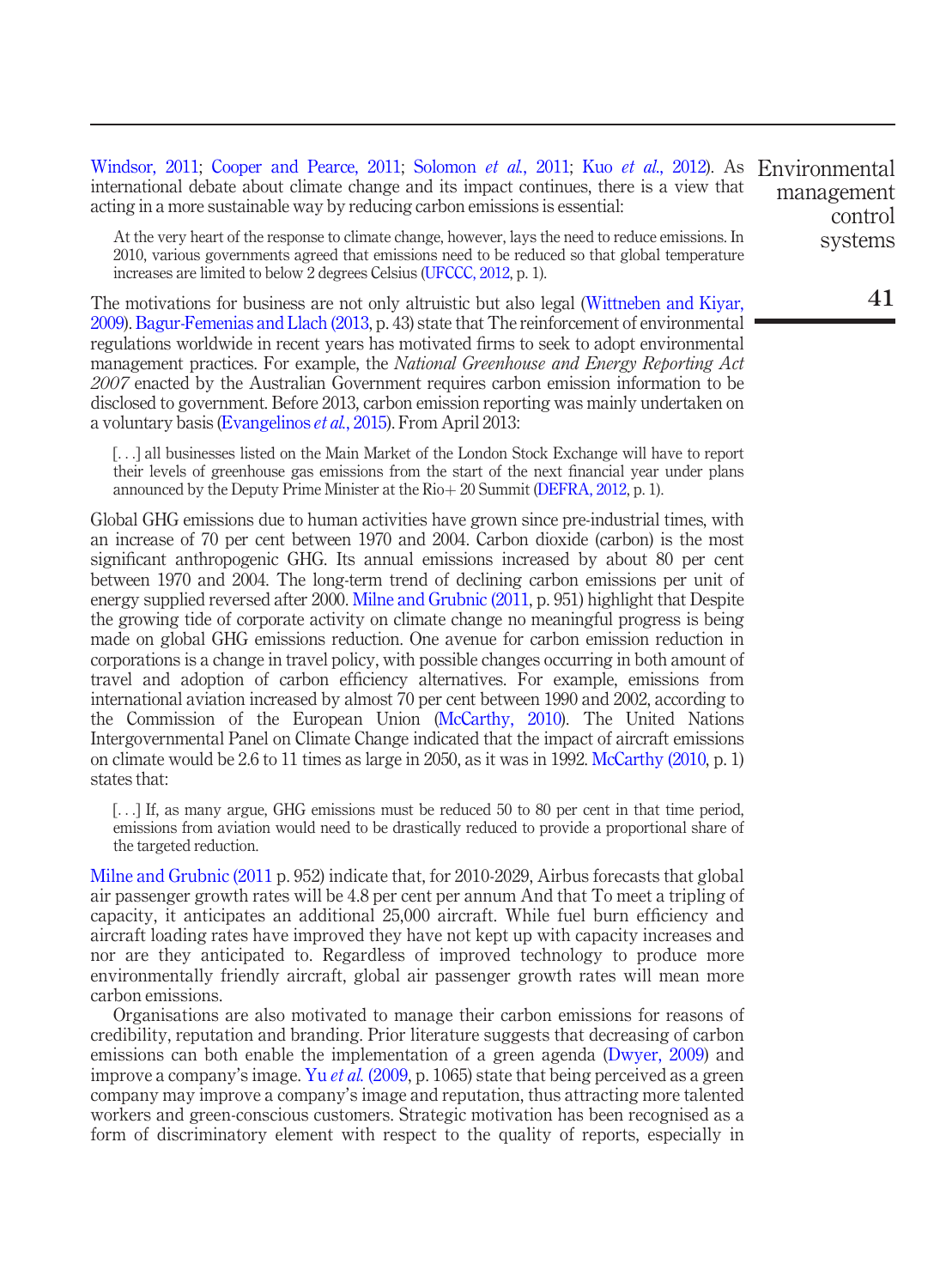Windsor, 2011; Cooper and Pearce, 2011; Solomon *et al.*, 2011; Kuo *et al.*, 2012). As international debate about climate change and its impact continues, there is a view that acting in a more sustainable way by reducing carbon emissions is essential:

> At the very heart of the response to climate change, however, lays the need to reduce emissions. In 2010, various governments agreed that emissions need to be reduced so that global temperature increases are limited to below 2 degrees Celsius (UFCCC, 2012, p. 1).

The motivations for business are not only altruistic but also legal (Wittneben and Kiyar, 2009). Bagur-Femenias and Llach (2013, p. 43) state that The reinforcement of environmental regulations worldwide in recent years has motivated firms to seek to adopt environmental management practices. For example, the *National Greenhouse and Energy Reporting Act 2007* enacted by the Australian Government requires carbon emission information to be disclosed to government. Before 2013, carbon emission reporting was mainly undertaken on a voluntary basis (Evangelinos *et al.*, 2015). From April 2013:

> [. . .] all businesses listed on the Main Market of the London Stock Exchange will have to report their levels of greenhouse gas emissions from the start of the next financial year under plans announced by the Deputy Prime Minister at the Rio+ 20 Summit (DEFRA, 2012, p. 1).

Global GHG emissions due to human activities have grown since pre-industrial times, with an increase of 70 per cent between 1970 and 2004. Carbon dioxide (carbon) is the most significant anthropogenic GHG. Its annual emissions increased by about 80 per cent between 1970 and 2004. The long-term trend of declining carbon emissions per unit of energy supplied reversed after 2000. Milne and Grubnic (2011, p. 951) highlight that Despite the growing tide of corporate activity on climate change no meaningful progress is being made on global GHG emissions reduction. One avenue for carbon emission reduction in corporations is a change in travel policy, with possible changes occurring in both amount of travel and adoption of carbon efficiency alternatives. For example, emissions from international aviation increased by almost 70 per cent between 1990 and 2002, according to the Commission of the European Union (McCarthy, 2010). The United Nations Intergovernmental Panel on Climate Change indicated that the impact of aircraft emissions on climate would be 2.6 to 11 times as large in 2050, as it was in 1992. McCarthy (2010, p. 1) states that:

> [. . .] If, as many argue, GHG emissions must be reduced 50 to 80 per cent in that time period, emissions from aviation would need to be drastically reduced to provide a proportional share of the targeted reduction.

Milne and Grubnic (2011 p. 952) indicate that, for 2010-2029, Airbus forecasts that global air passenger growth rates will be 4.8 per cent per annum And that To meet a tripling of capacity, it anticipates an additional 25,000 aircraft. While fuel burn efficiency and aircraft loading rates have improved they have not kept up with capacity increases and nor are they anticipated to. Regardless of improved technology to produce more environmentally friendly aircraft, global air passenger growth rates will mean more carbon emissions.

Organisations are also motivated to manage their carbon emissions for reasons of credibility, reputation and branding. Prior literature suggests that decreasing of carbon emissions can both enable the implementation of a green agenda (Dwyer, 2009) and improve a company's image. Yu *et al.* (2009, p. 1065) state that being perceived as a green company may improve a company's image and reputation, thus attracting more talented workers and green-conscious customers. Strategic motivation has been recognised as a form of discriminatory element with respect to the quality of reports, especially in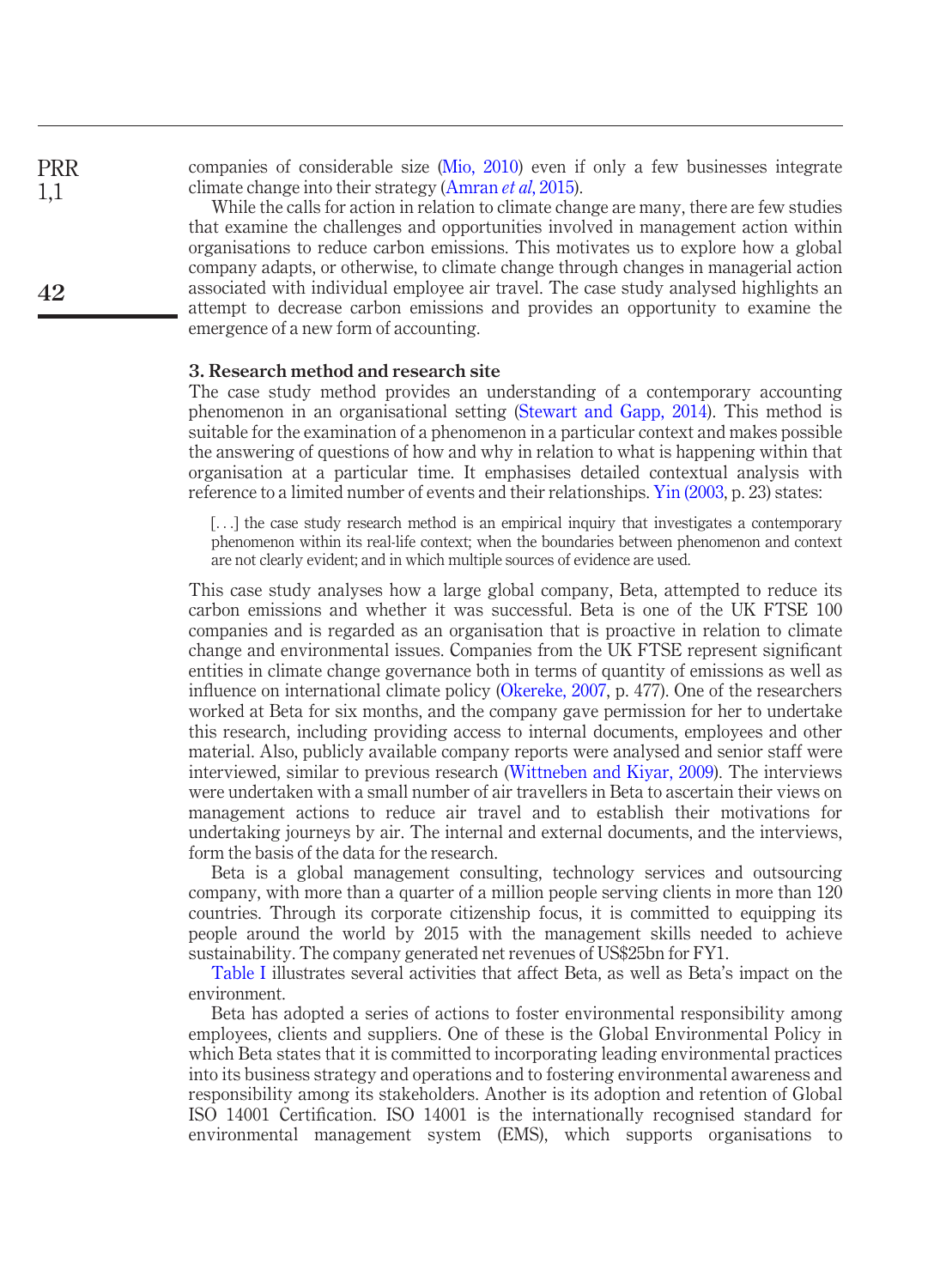companies of considerable size (Mio, 2010) even if only a few businesses integrate climate change into their strategy (Amran *et al*, 2015).

While the calls for action in relation to climate change are many, there are few studies that examine the challenges and opportunities involved in management action within organisations to reduce carbon emissions. This motivates us to explore how a global company adapts, or otherwise, to climate change through changes in managerial action associated with individual employee air travel. The case study analysed highlights an attempt to decrease carbon emissions and provides an opportunity to examine the emergence of a new form of accounting.

## 3. Research method and research site

The case study method provides an understanding of a contemporary accounting phenomenon in an organisational setting (Stewart and Gapp, 2014). This method is suitable for the examination of a phenomenon in a particular context and makes possible the answering of questions of how and why in relation to what is happening within that organisation at a particular time. It emphasises detailed contextual analysis with reference to a limited number of events and their relationships. Yin (2003, p. 23) states:

> [. . .] the case study research method is an empirical inquiry that investigates a contemporary phenomenon within its real-life context; when the boundaries between phenomenon and context are not clearly evident; and in which multiple sources of evidence are used.

This case study analyses how a large global company, Beta, attempted to reduce its carbon emissions and whether it was successful. Beta is one of the UK FTSE 100 companies and is regarded as an organisation that is proactive in relation to climate change and environmental issues. Companies from the UK FTSE represent significant entities in climate change governance both in terms of quantity of emissions as well as influence on international climate policy (Okereke, 2007, p. 477). One of the researchers worked at Beta for six months, and the company gave permission for her to undertake this research, including providing access to internal documents, employees and other material. Also, publicly available company reports were analysed and senior staff were interviewed, similar to previous research (Wittneben and Kiyar, 2009). The interviews were undertaken with a small number of air travellers in Beta to ascertain their views on management actions to reduce air travel and to establish their motivations for undertaking journeys by air. The internal and external documents, and the interviews, form the basis of the data for the research.

Beta is a global management consulting, technology services and outsourcing company, with more than a quarter of a million people serving clients in more than 120 countries. Through its corporate citizenship focus, it is committed to equipping its people around the world by 2015 with the management skills needed to achieve sustainability. The company generated net revenues of US$25bn for FY1.

Table I illustrates several activities that affect Beta, as well as Beta's impact on the environment.

Beta has adopted a series of actions to foster environmental responsibility among employees, clients and suppliers. One of these is the Global Environmental Policy in which Beta states that it is committed to incorporating leading environmental practices into its business strategy and operations and to fostering environmental awareness and responsibility among its stakeholders. Another is its adoption and retention of Global ISO 14001 Certification. ISO 14001 is the internationally recognised standard for environmental management system (EMS), which supports organisations to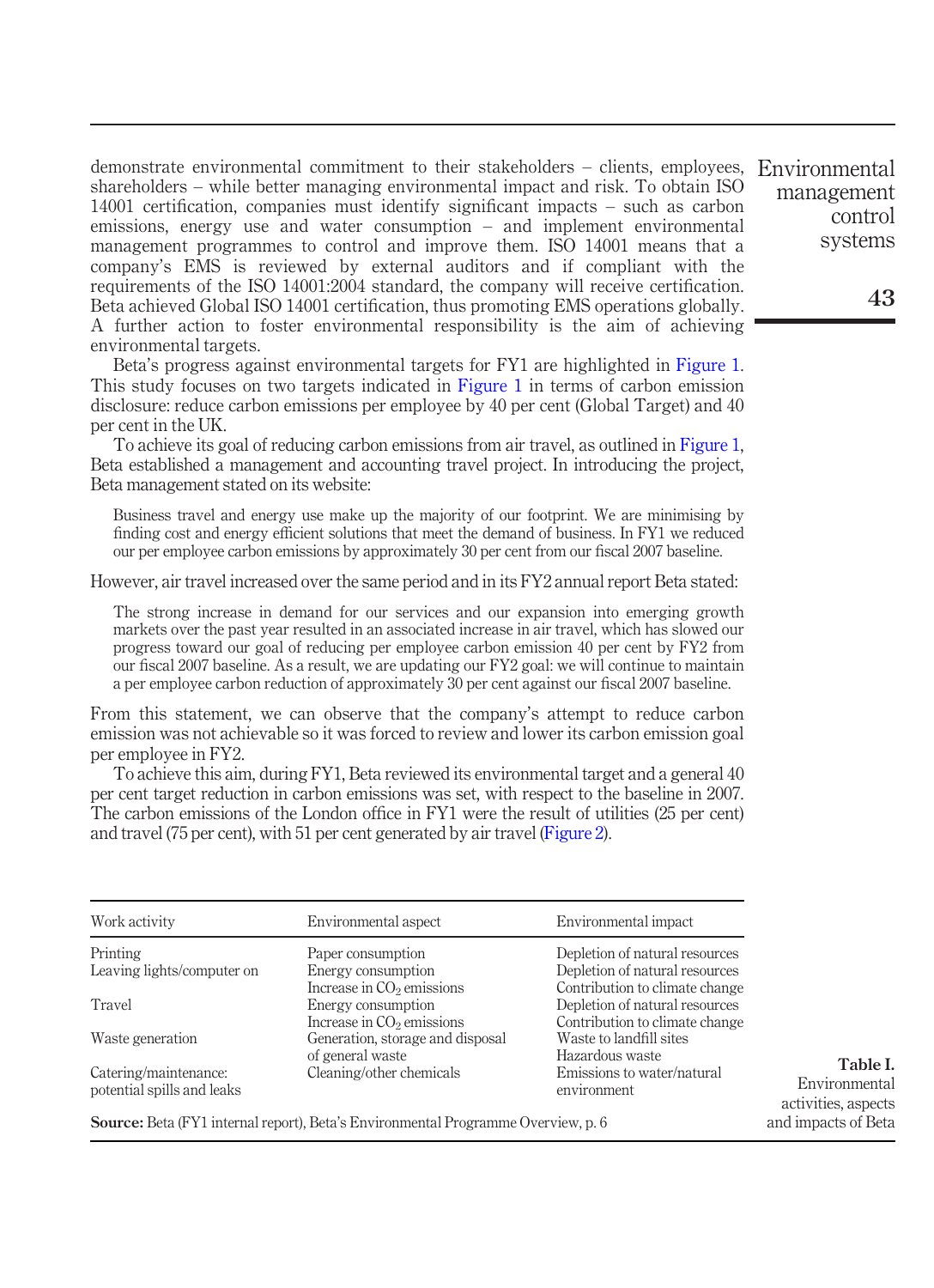demonstrate environmental commitment to their stakeholders – clients, employees, shareholders – while better managing environmental impact and risk. To obtain ISO 14001 certification, companies must identify significant impacts – such as carbon emissions, energy use and water consumption – and implement environmental management programmes to control and improve them. ISO 14001 means that a company's EMS is reviewed by external auditors and if compliant with the requirements of the ISO 14001:2004 standard, the company will receive certification. Beta achieved Global ISO 14001 certification, thus promoting EMS operations globally. A further action to foster environmental responsibility is the aim of achieving environmental targets.

Beta's progress against environmental targets for FY1 are highlighted in Figure 1. This study focuses on two targets indicated in Figure 1 in terms of carbon emission disclosure: reduce carbon emissions per employee by 40 per cent (Global Target) and 40 per cent in the UK.

To achieve its goal of reducing carbon emissions from air travel, as outlined in Figure 1, Beta established a management and accounting travel project. In introducing the project, Beta management stated on its website:

> Business travel and energy use make up the majority of our footprint. We are minimising by finding cost and energy efficient solutions that meet the demand of business. In FY1 we reduced our per employee carbon emissions by approximately 30 per cent from our fiscal 2007 baseline.

However, air travel increased over the same period and in its FY2 annual report Beta stated:

> The strong increase in demand for our services and our expansion into emerging growth markets over the past year resulted in an associated increase in air travel, which has slowed our progress toward our goal of reducing per employee carbon emission 40 per cent by FY2 from our fiscal 2007 baseline. As a result, we are updating our FY2 goal: we will continue to maintain a per employee carbon reduction of approximately 30 per cent against our fiscal 2007 baseline.

From this statement, we can observe that the company's attempt to reduce carbon emission was not achievable so it was forced to review and lower its carbon emission goal per employee in FY2.

To achieve this aim, during FY1, Beta reviewed its environmental target and a general 40 per cent target reduction in carbon emissions was set, with respect to the baseline in 2007. The carbon emissions of the London office in FY1 were the result of utilities (25 per cent) and travel (75 per cent), with 51 per cent generated by air travel (Figure 2).

**Table I.** Environmental activities, aspects and impacts of Beta

| Work activity | Environmental aspect | Environmental impact |
|---|---|---|
| Printing | Paper consumption | Depletion of natural resources |
| Leaving lights/computer on | Energy consumption | Depletion of natural resources |
| | Increase in $CO_2$ emissions | Contribution to climate change |
| Travel | Energy consumption | Depletion of natural resources |
| | Increase in $CO_2$ emissions | Contribution to climate change |
| Waste generation | Generation, storage and disposal of general waste | Waste to landfill sites |
| | | Hazardous waste |
| Catering/maintenance: potential spills and leaks | Cleaning/other chemicals | Emissions to water/natural environment |

**Source:** Beta (FY1 internal report), Beta's Environmental Programme Overview, p. 6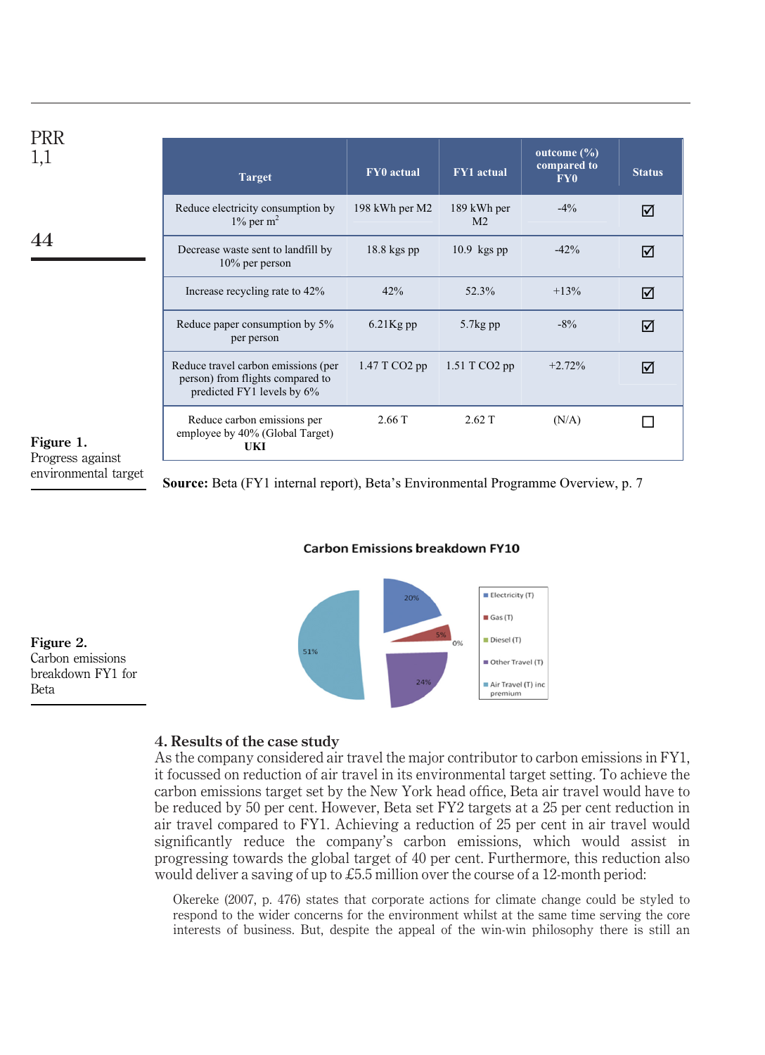| Target | FY0 actual | FY1 actual | outcome (%) compared to FY0 | Status |
|---|---|---|---|---|
| Reduce electricity consumption by 1% per $m^2$ | 198 kWh per M2 | 189 kWh per M2 | -4% | ☑ |
| Decrease waste sent to landfill by 10% per person | 18.8 kgs pp | 10.9 kgs pp | -42% | ☑ |
| Increase recycling rate to 42% | 42% | 52.3% | +13% | ☑ |
| Reduce paper consumption by 5% per person | 6.21Kg pp | 5.7kg pp | -8% | ☑ |
| Reduce travel carbon emissions (per person) from flights compared to predicted FY1 levels by 6% | 1.47 T CO2 pp | 1.51 T CO2 pp | +2.72% | ☑ |
| Reduce carbon emissions per employee by 40% (Global Target) **UKI** | 2.66 T | 2.62 T | (N/A) | ☐ |

**Source:** Beta (FY1 internal report), Beta's Environmental Programme Overview, p. 7

**Figure 1.** Progress against environmental target

Carbon Emissions breakdown FY10

| Category | Share |
|---|---|
| Electricity (T) | 20% |
| Gas (T) | 5% |
| Diesel (T) | 0% |
| Other Travel (T) | 24% |
| Air Travel (T) inc premium | 51% |

**Figure 2.** Carbon emissions breakdown FY1 for Beta

## 4. Results of the case study

As the company considered air travel the major contributor to carbon emissions in FY1, it focussed on reduction of air travel in its environmental target setting. To achieve the carbon emissions target set by the New York head office, Beta air travel would have to be reduced by 50 per cent. However, Beta set FY2 targets at a 25 per cent reduction in air travel compared to FY1. Achieving a reduction of 25 per cent in air travel would significantly reduce the company's carbon emissions, which would assist in progressing towards the global target of 40 per cent. Furthermore, this reduction also would deliver a saving of up to £5.5 million over the course of a 12-month period:

> Okereke (2007, p. 476) states that corporate actions for climate change could be styled to respond to the wider concerns for the environment whilst at the same time serving the core interests of business. But, despite the appeal of the win-win philosophy there is still an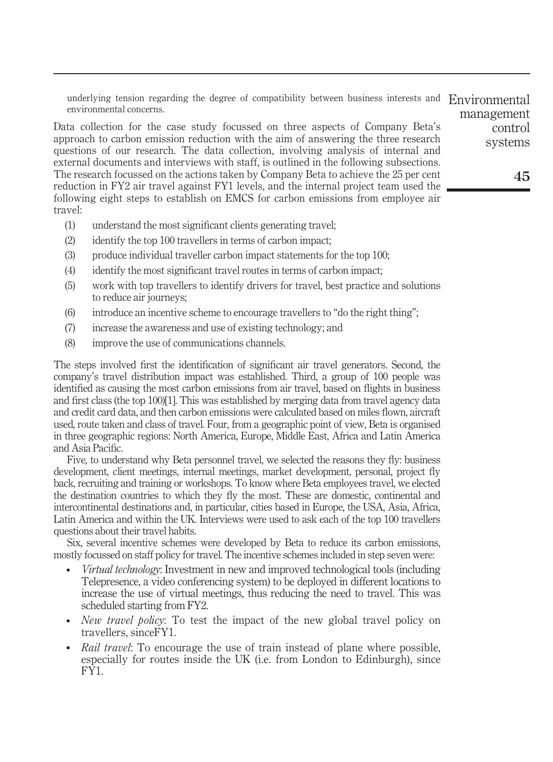underlying tension regarding the degree of compatibility between business interests and environmental concerns.

Data collection for the case study focussed on three aspects of Company Beta's approach to carbon emission reduction with the aim of answering the three research questions of our research. The data collection, involving analysis of internal and external documents and interviews with staff, is outlined in the following subsections. The research focussed on the actions taken by Company Beta to achieve the 25 per cent reduction in FY2 air travel against FY1 levels, and the internal project team used the following eight steps to establish on EMCS for carbon emissions from employee air travel:

1. understand the most significant clients generating travel;
2. identify the top 100 travellers in terms of carbon impact;
3. produce individual traveller carbon impact statements for the top 100;
4. identify the most significant travel routes in terms of carbon impact;
5. work with top travellers to identify drivers for travel, best practice and solutions to reduce air journeys;
6. introduce an incentive scheme to encourage travellers to "do the right thing";
7. increase the awareness and use of existing technology; and
8. improve the use of communications channels.

The steps involved first the identification of significant air travel generators. Second, the company's travel distribution impact was established. Third, a group of 100 people was identified as causing the most carbon emissions from air travel, based on flights in business and first class (the top 100)[1]. This was established by merging data from travel agency data and credit card data, and then carbon emissions were calculated based on miles flown, aircraft used, route taken and class of travel. Four, from a geographic point of view, Beta is organised in three geographic regions: North America, Europe, Middle East, Africa and Latin America and Asia Pacific.

Five, to understand why Beta personnel travel, we selected the reasons they fly: business development, client meetings, internal meetings, market development, personal, project fly back, recruiting and training or workshops. To know where Beta employees travel, we elected the destination countries to which they fly the most. These are domestic, continental and intercontinental destinations and, in particular, cities based in Europe, the USA, Asia, Africa, Latin America and within the UK. Interviews were used to ask each of the top 100 travellers questions about their travel habits.

Six, several incentive schemes were developed by Beta to reduce its carbon emissions, mostly focussed on staff policy for travel. The incentive schemes included in step seven were:

- *Virtual technology*: Investment in new and improved technological tools (including Telepresence, a video conferencing system) to be deployed in different locations to increase the use of virtual meetings, thus reducing the need to travel. This was scheduled starting from FY2.
- *New travel policy*: To test the impact of the new global travel policy on travellers, sinceFY1.
- *Rail travel*: To encourage the use of train instead of plane where possible, especially for routes inside the UK (i.e. from London to Edinburgh), since FY1.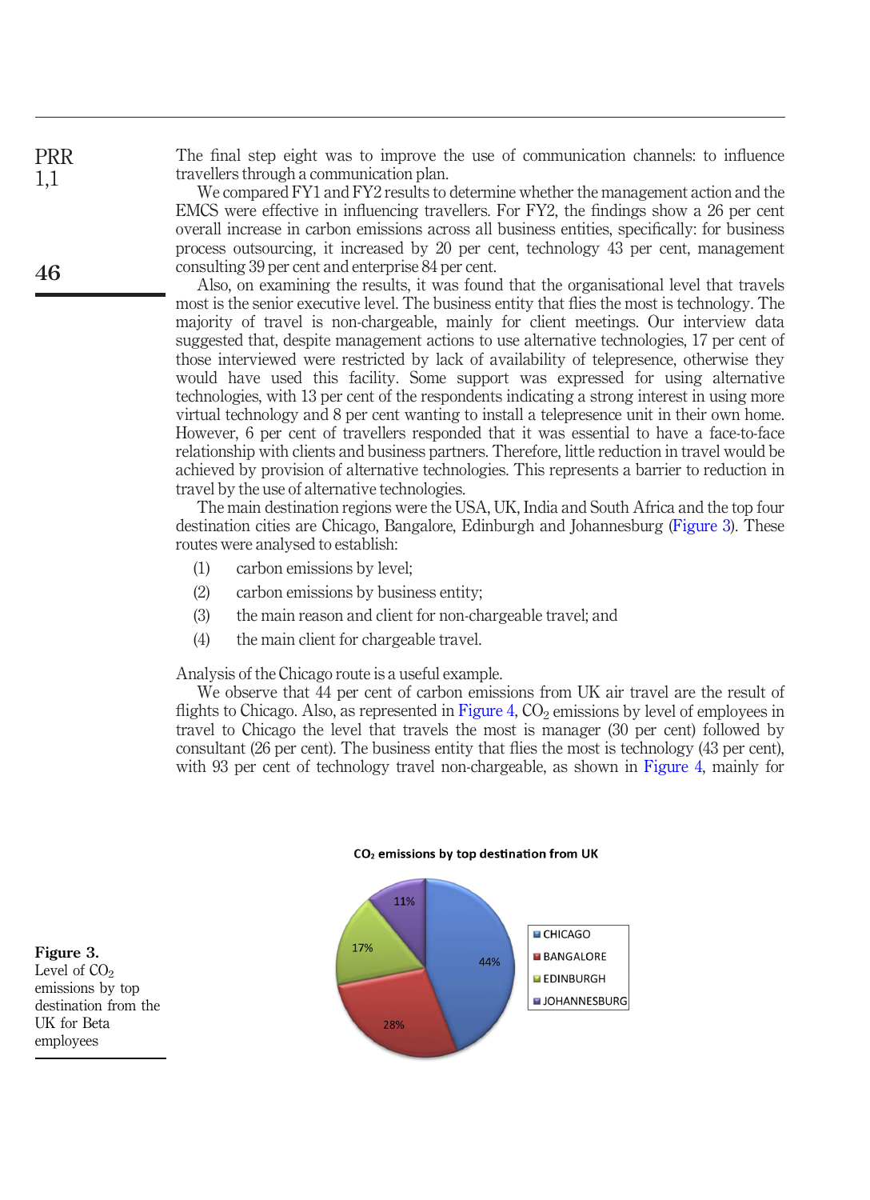The final step eight was to improve the use of communication channels: to influence travellers through a communication plan.

We compared FY1 and FY2 results to determine whether the management action and the EMCS were effective in influencing travellers. For FY2, the findings show a 26 per cent overall increase in carbon emissions across all business entities, specifically: for business process outsourcing, it increased by 20 per cent, technology 43 per cent, management consulting 39 per cent and enterprise 84 per cent.

Also, on examining the results, it was found that the organisational level that travels most is the senior executive level. The business entity that flies the most is technology. The majority of travel is non-chargeable, mainly for client meetings. Our interview data suggested that, despite management actions to use alternative technologies, 17 per cent of those interviewed were restricted by lack of availability of telepresence, otherwise they would have used this facility. Some support was expressed for using alternative technologies, with 13 per cent of the respondents indicating a strong interest in using more virtual technology and 8 per cent wanting to install a telepresence unit in their own home. However, 6 per cent of travellers responded that it was essential to have a face-to-face relationship with clients and business partners. Therefore, little reduction in travel would be achieved by provision of alternative technologies. This represents a barrier to reduction in travel by the use of alternative technologies.

The main destination regions were the USA, UK, India and South Africa and the top four destination cities are Chicago, Bangalore, Edinburgh and Johannesburg (Figure 3). These routes were analysed to establish:

1. carbon emissions by level;
2. carbon emissions by business entity;
3. the main reason and client for non-chargeable travel; and
4. the main client for chargeable travel.

Analysis of the Chicago route is a useful example.

We observe that 44 per cent of carbon emissions from UK air travel are the result of flights to Chicago. Also, as represented in Figure 4, $CO_2$ emissions by level of employees in travel to Chicago the level that travels the most is manager (30 per cent) followed by consultant (26 per cent). The business entity that flies the most is technology (43 per cent), with 93 per cent of technology travel non-chargeable, as shown in Figure 4, mainly for

**$CO_2$ emissions by top destination from UK**

| Destination | Share |
|---|---|
| CHICAGO | 44% |
| BANGALORE | 28% |
| EDINBURGH | 17% |
| JOHANNESBURG | 11% |

**Figure 3.** Level of $CO_2$ emissions by top destination from the UK for Beta employees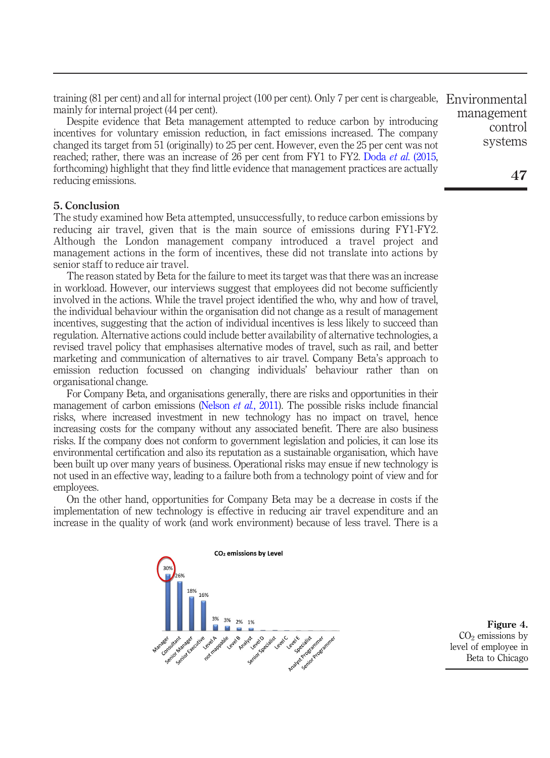training (81 per cent) and all for internal project (100 per cent). Only 7 per cent is chargeable, mainly for internal project (44 per cent).

Despite evidence that Beta management attempted to reduce carbon by introducing incentives for voluntary emission reduction, in fact emissions increased. The company changed its target from 51 (originally) to 25 per cent. However, even the 25 per cent was not reached; rather, there was an increase of 26 per cent from FY1 to FY2. Doda *et al.* (2015, forthcoming) highlight that they find little evidence that management practices are actually reducing emissions.

## 5. Conclusion

The study examined how Beta attempted, unsuccessfully, to reduce carbon emissions by reducing air travel, given that is the main source of emissions during FY1-FY2. Although the London management company introduced a travel project and management actions in the form of incentives, these did not translate into actions by senior staff to reduce air travel.

The reason stated by Beta for the failure to meet its target was that there was an increase in workload. However, our interviews suggest that employees did not become sufficiently involved in the actions. While the travel project identified the who, why and how of travel, the individual behaviour within the organisation did not change as a result of management incentives, suggesting that the action of individual incentives is less likely to succeed than regulation. Alternative actions could include better availability of alternative technologies, a revised travel policy that emphasises alternative modes of travel, such as rail, and better marketing and communication of alternatives to air travel. Company Beta's approach to emission reduction focussed on changing individuals' behaviour rather than on organisational change.

For Company Beta, and organisations generally, there are risks and opportunities in their management of carbon emissions (Nelson *et al.*, 2011). The possible risks include financial risks, where increased investment in new technology has no impact on travel, hence increasing costs for the company without any associated benefit. There are also business risks. If the company does not conform to government legislation and policies, it can lose its environmental certification and also its reputation as a sustainable organisation, which have been built up over many years of business. Operational risks may ensue if new technology is not used in an effective way, leading to a failure both from a technology point of view and for employees.

On the other hand, opportunities for Company Beta may be a decrease in costs if the implementation of new technology is effective in reducing air travel expenditure and an increase in the quality of work (and work environment) because of less travel. There is a

**Figure 4.** $CO_2$ emissions by level of employee in Beta to Chicago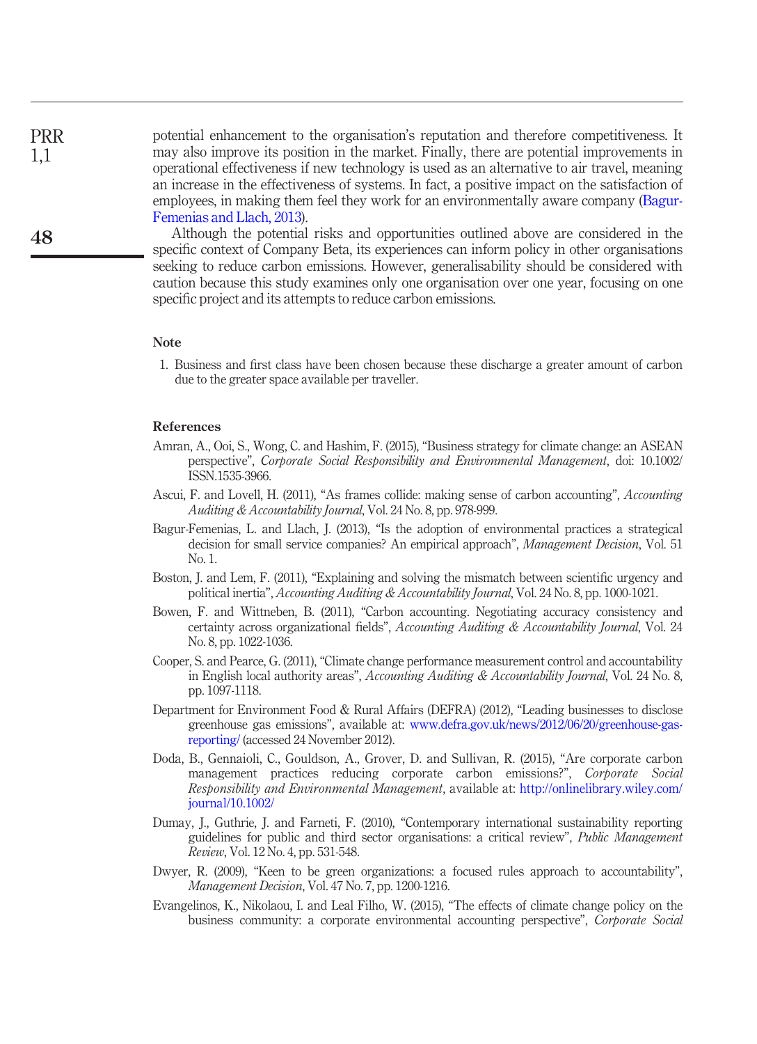potential enhancement to the organisation's reputation and therefore competitiveness. It may also improve its position in the market. Finally, there are potential improvements in operational effectiveness if new technology is used as an alternative to air travel, meaning an increase in the effectiveness of systems. In fact, a positive impact on the satisfaction of employees, in making them feel they work for an environmentally aware company (Bagur-Femenias and Llach, 2013).

Although the potential risks and opportunities outlined above are considered in the specific context of Company Beta, its experiences can inform policy in other organisations seeking to reduce carbon emissions. However, generalisability should be considered with caution because this study examines only one organisation over one year, focusing on one specific project and its attempts to reduce carbon emissions.

## Note

1. Business and first class have been chosen because these discharge a greater amount of carbon due to the greater space available per traveller.

## References

Amran, A., Ooi, S., Wong, C. and Hashim, F. (2015), "Business strategy for climate change: an ASEAN perspective", *Corporate Social Responsibility and Environmental Management*, doi: 10.1002/ISSN.1535-3966.

Ascui, F. and Lovell, H. (2011), "As frames collide: making sense of carbon accounting", *Accounting Auditing & Accountability Journal*, Vol. 24 No. 8, pp. 978-999.

Bagur-Femenias, L. and Llach, J. (2013), "Is the adoption of environmental practices a strategical decision for small service companies? An empirical approach", *Management Decision*, Vol. 51 No. 1.

Boston, J. and Lem, F. (2011), "Explaining and solving the mismatch between scientific urgency and political inertia", *Accounting Auditing & Accountability Journal*, Vol. 24 No. 8, pp. 1000-1021.

Bowen, F. and Wittneben, B. (2011), "Carbon accounting. Negotiating accuracy consistency and certainty across organizational fields", *Accounting Auditing & Accountability Journal*, Vol. 24 No. 8, pp. 1022-1036.

Cooper, S. and Pearce, G. (2011), "Climate change performance measurement control and accountability in English local authority areas", *Accounting Auditing & Accountability Journal*, Vol. 24 No. 8, pp. 1097-1118.

Department for Environment Food & Rural Affairs (DEFRA) (2012), "Leading businesses to disclose greenhouse gas emissions", available at: www.defra.gov.uk/news/2012/06/20/greenhouse-gas-reporting/ (accessed 24 November 2012).

Doda, B., Gennaioli, C., Gouldson, A., Grover, D. and Sullivan, R. (2015), "Are corporate carbon management practices reducing corporate carbon emissions?", *Corporate Social Responsibility and Environmental Management*, available at: http://onlinelibrary.wiley.com/journal/10.1002/

Dumay, J., Guthrie, J. and Farneti, F. (2010), "Contemporary international sustainability reporting guidelines for public and third sector organisations: a critical review", *Public Management Review*, Vol. 12 No. 4, pp. 531-548.

Dwyer, R. (2009), "Keen to be green organizations: a focused rules approach to accountability", *Management Decision*, Vol. 47 No. 7, pp. 1200-1216.

Evangelinos, K., Nikolaou, I. and Leal Filho, W. (2015), "The effects of climate change policy on the business community: a corporate environmental accounting perspective", *Corporate Social*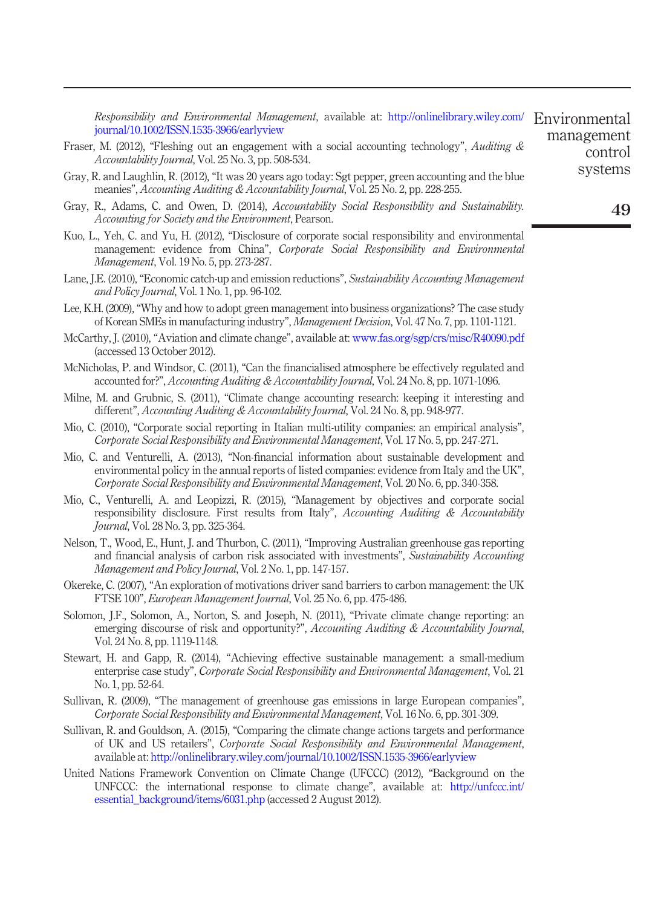*Responsibility and Environmental Management*, available at: http://onlinelibrary.wiley.com/journal/10.1002/ISSN.1535-3966/earlyview

Fraser, M. (2012), "Fleshing out an engagement with a social accounting technology", *Auditing & Accountability Journal*, Vol. 25 No. 3, pp. 508-534.

Gray, R. and Laughlin, R. (2012), "It was 20 years ago today: Sgt pepper, green accounting and the blue meanies", *Accounting Auditing & Accountability Journal*, Vol. 25 No. 2, pp. 228-255.

Gray, R., Adams, C. and Owen, D. (2014), *Accountability Social Responsibility and Sustainability. Accounting for Society and the Environment*, Pearson.

Kuo, L., Yeh, C. and Yu, H. (2012), "Disclosure of corporate social responsibility and environmental management: evidence from China", *Corporate Social Responsibility and Environmental Management*, Vol. 19 No. 5, pp. 273-287.

Lane, J.E. (2010), "Economic catch-up and emission reductions", *Sustainability Accounting Management and Policy Journal*, Vol. 1 No. 1, pp. 96-102.

Lee, K.H. (2009), "Why and how to adopt green management into business organizations? The case study of Korean SMEs in manufacturing industry", *Management Decision*, Vol. 47 No. 7, pp. 1101-1121.

McCarthy, J. (2010), "Aviation and climate change", available at: www.fas.org/sgp/crs/misc/R40090.pdf (accessed 13 October 2012).

McNicholas, P. and Windsor, C. (2011), "Can the financialised atmosphere be effectively regulated and accounted for?", *Accounting Auditing & Accountability Journal*, Vol. 24 No. 8, pp. 1071-1096.

Milne, M. and Grubnic, S. (2011), "Climate change accounting research: keeping it interesting and different", *Accounting Auditing & Accountability Journal*, Vol. 24 No. 8, pp. 948-977.

Mio, C. (2010), "Corporate social reporting in Italian multi-utility companies: an empirical analysis", *Corporate Social Responsibility and Environmental Management*, Vol. 17 No. 5, pp. 247-271.

Mio, C. and Venturelli, A. (2013), "Non-financial information about sustainable development and environmental policy in the annual reports of listed companies: evidence from Italy and the UK", *Corporate Social Responsibility and Environmental Management*, Vol. 20 No. 6, pp. 340-358.

Mio, C., Venturelli, A. and Leopizzi, R. (2015), "Management by objectives and corporate social responsibility disclosure. First results from Italy", *Accounting Auditing & Accountability Journal*, Vol. 28 No. 3, pp. 325-364.

Nelson, T., Wood, E., Hunt, J. and Thurbon, C. (2011), "Improving Australian greenhouse gas reporting and financial analysis of carbon risk associated with investments", *Sustainability Accounting Management and Policy Journal*, Vol. 2 No. 1, pp. 147-157.

Okereke, C. (2007), "An exploration of motivations driver sand barriers to carbon management: the UK FTSE 100", *European Management Journal*, Vol. 25 No. 6, pp. 475-486.

Solomon, J.F., Solomon, A., Norton, S. and Joseph, N. (2011), "Private climate change reporting: an emerging discourse of risk and opportunity?", *Accounting Auditing & Accountability Journal*, Vol. 24 No. 8, pp. 1119-1148.

Stewart, H. and Gapp, R. (2014), "Achieving effective sustainable management: a small-medium enterprise case study", *Corporate Social Responsibility and Environmental Management*, Vol. 21 No. 1, pp. 52-64.

Sullivan, R. (2009), "The management of greenhouse gas emissions in large European companies", *Corporate Social Responsibility and Environmental Management*, Vol. 16 No. 6, pp. 301-309.

Sullivan, R. and Gouldson, A. (2015), "Comparing the climate change actions targets and performance of UK and US retailers", *Corporate Social Responsibility and Environmental Management*, available at: http://onlinelibrary.wiley.com/journal/10.1002/ISSN.1535-3966/earlyview

United Nations Framework Convention on Climate Change (UFCCC) (2012), "Background on the UNFCCC: the international response to climate change", available at: http://unfccc.int/essential_background/items/6031.php (accessed 2 August 2012).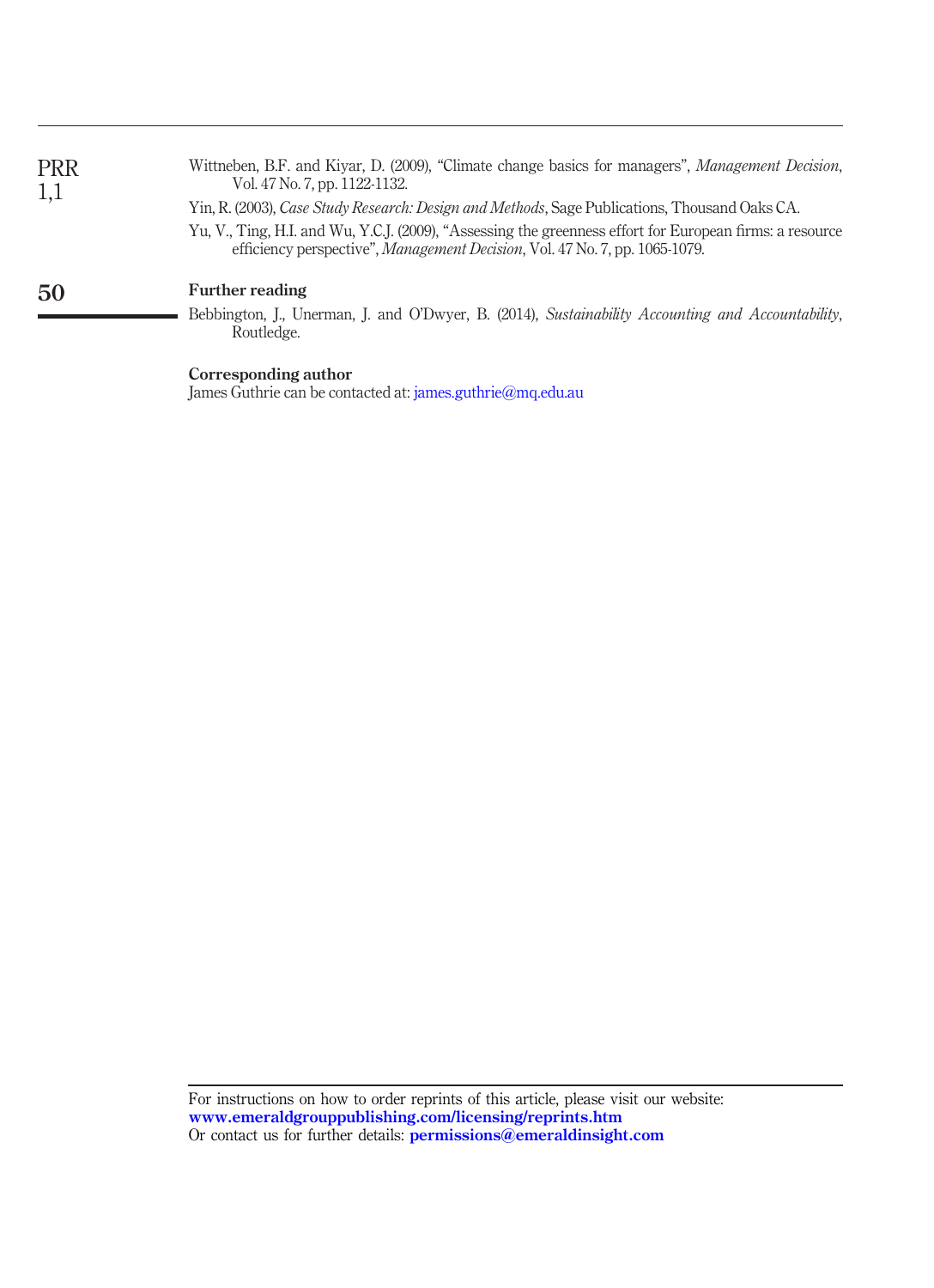Wittneben, B.F. and Kiyar, D. (2009), "Climate change basics for managers", *Management Decision*, Vol. 47 No. 7, pp. 1122-1132.

Yin, R. (2003), *Case Study Research: Design and Methods*, Sage Publications, Thousand Oaks CA.

Yu, V., Ting, H.I. and Wu, Y.C.J. (2009), "Assessing the greenness effort for European firms: a resource efficiency perspective", *Management Decision*, Vol. 47 No. 7, pp. 1065-1079.

## Further reading

Bebbington, J., Unerman, J. and O'Dwyer, B. (2014), *Sustainability Accounting and Accountability*, Routledge.

**Corresponding author**
James Guthrie can be contacted at: james.guthrie@mq.edu.au

For instructions on how to order reprints of this article, please visit our website:
**www.emeraldgrouppublishing.com/licensing/reprints.htm**
Or contact us for further details: **permissions@emeraldinsight.com**